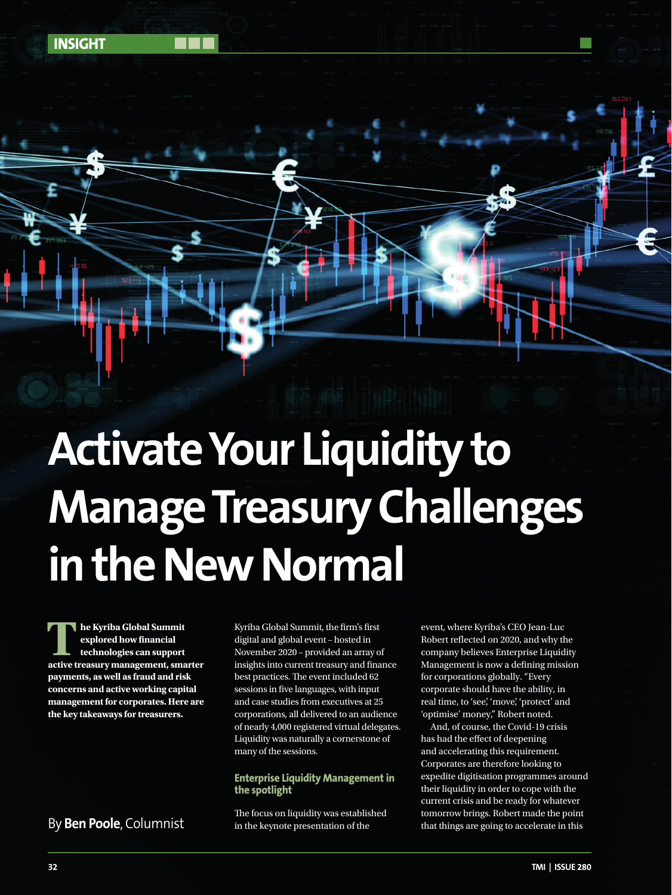INSIGHT

# Activate Your Liquidity to Manage Treasury Challenges in the New Normal

**The Kyriba Global Summit explored how financial technologies can support active treasury management, smarter payments, as well as fraud and risk concerns and active working capital management for corporates. Here are the key takeaways for treasurers.**

By **Ben Poole**, Columnist

Kyriba Global Summit, the firm's first digital and global event – hosted in November 2020 – provided an array of insights into current treasury and finance best practices. The event included 62 sessions in five languages, with input and case studies from executives at 25 corporations, all delivered to an audience of nearly 4,000 registered virtual delegates. Liquidity was naturally a cornerstone of many of the sessions.

## Enterprise Liquidity Management in the spotlight

The focus on liquidity was established in the keynote presentation of the event, where Kyriba's CEO Jean-Luc Robert reflected on 2020, and why the company believes Enterprise Liquidity Management is now a defining mission for corporations globally. "Every corporate should have the ability, in real time, to 'see', 'move', 'protect' and 'optimise' money," Robert noted.

And, of course, the Covid-19 crisis has had the effect of deepening and accelerating this requirement. Corporates are therefore looking to expedite digitisation programmes around their liquidity in order to cope with the current crisis and be ready for whatever tomorrow brings. Robert made the point that things are going to accelerate in this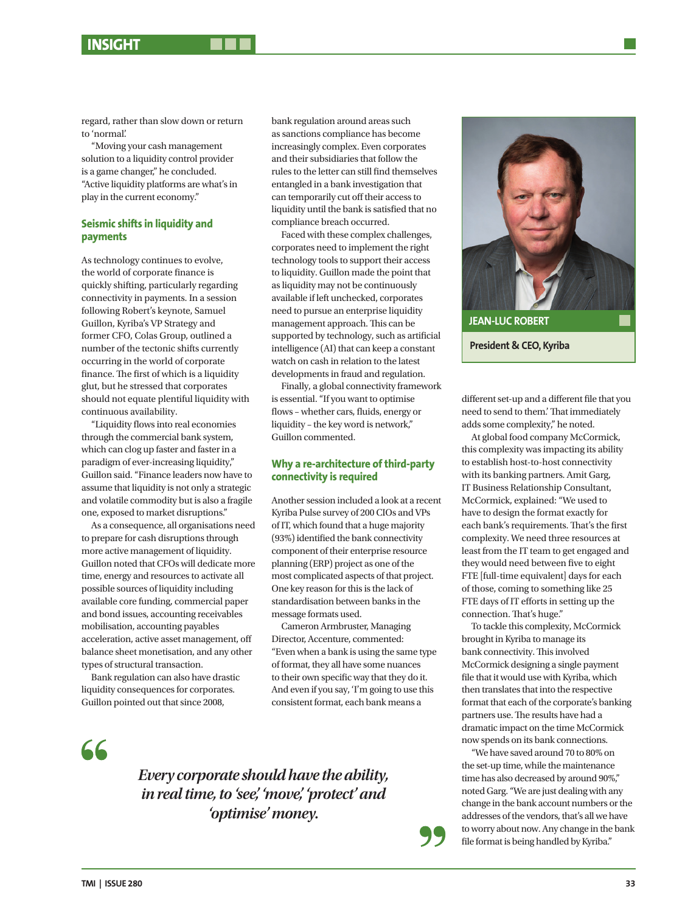regard, rather than slow down or return to 'normal'.

"Moving your cash management solution to a liquidity control provider is a game changer," he concluded. "Active liquidity platforms are what's in play in the current economy."

## Seismic shifts in liquidity and payments

As technology continues to evolve, the world of corporate finance is quickly shifting, particularly regarding connectivity in payments. In a session following Robert's keynote, Samuel Guillon, Kyriba's VP Strategy and former CFO, Colas Group, outlined a number of the tectonic shifts currently occurring in the world of corporate finance. The first of which is a liquidity glut, but he stressed that corporates should not equate plentiful liquidity with continuous availability.

"Liquidity flows into real economies through the commercial bank system, which can clog up faster and faster in a paradigm of ever-increasing liquidity," Guillon said. "Finance leaders now have to assume that liquidity is not only a strategic and volatile commodity but is also a fragile one, exposed to market disruptions."

As a consequence, all organisations need to prepare for cash disruptions through more active management of liquidity. Guillon noted that CFOs will dedicate more time, energy and resources to activate all possible sources of liquidity including available core funding, commercial paper and bond issues, accounting receivables mobilisation, accounting payables acceleration, active asset management, off balance sheet monetisation, and any other types of structural transaction.

Bank regulation can also have drastic liquidity consequences for corporates. Guillon pointed out that since 2008, bank regulation around areas such as sanctions compliance has become increasingly complex. Even corporates and their subsidiaries that follow the rules to the letter can still find themselves entangled in a bank investigation that can temporarily cut off their access to liquidity until the bank is satisfied that no compliance breach occurred.

Faced with these complex challenges, corporates need to implement the right technology tools to support their access to liquidity. Guillon made the point that as liquidity may not be continuously available if left unchecked, corporates need to pursue an enterprise liquidity management approach. This can be supported by technology, such as artificial intelligence (AI) that can keep a constant watch on cash in relation to the latest developments in fraud and regulation.

Finally, a global connectivity framework is essential. "If you want to optimise flows – whether cars, fluids, energy or liquidity – the key word is network," Guillon commented.

## Why a re-architecture of third-party connectivity is required

Another session included a look at a recent Kyriba Pulse survey of 200 CIOs and VPs of IT, which found that a huge majority (93%) identified the bank connectivity component of their enterprise resource planning (ERP) project as one of the most complicated aspects of that project. One key reason for this is the lack of standardisation between banks in the message formats used.

Cameron Armbruster, Managing Director, Accenture, commented: "Even when a bank is using the same type of format, they all have some nuances to their own specific way that they do it. And even if you say, 'I'm going to use this consistent format, each bank means a different set-up and a different file that you need to send to them.' That immediately adds some complexity," he noted.

> *Every corporate should have the ability, in real time, to 'see,' 'move,' 'protect' and 'optimise' money.*

**JEAN-LUC ROBERT**

**President & CEO, Kyriba**

At global food company McCormick, this complexity was impacting its ability to establish host-to-host connectivity with its banking partners. Amit Garg, IT Business Relationship Consultant, McCormick, explained: "We used to have to design the format exactly for each bank's requirements. That's the first complexity. We need three resources at least from the IT team to get engaged and they would need between five to eight FTE [full-time equivalent] days for each of those, coming to something like 25 FTE days of IT efforts in setting up the connection. That's huge."

To tackle this complexity, McCormick brought in Kyriba to manage its bank connectivity. This involved McCormick designing a single payment file that it would use with Kyriba, which then translates that into the respective format that each of the corporate's banking partners use. The results have had a dramatic impact on the time McCormick now spends on its bank connections.

"We have saved around 70 to 80% on the set-up time, while the maintenance time has also decreased by around 90%," noted Garg. "We are just dealing with any change in the bank account numbers or the addresses of the vendors, that's all we have to worry about now. Any change in the bank file format is being handled by Kyriba."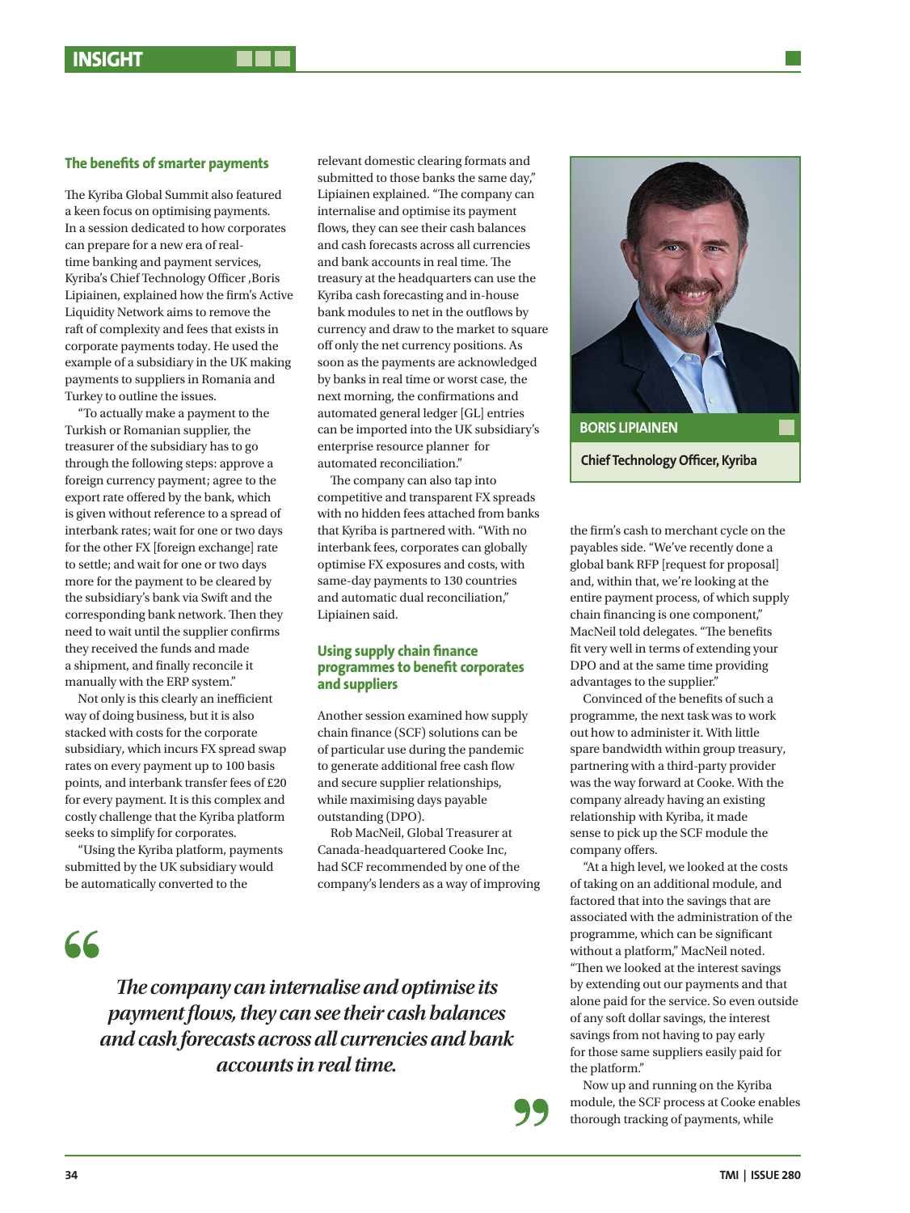## The benefits of smarter payments

The Kyriba Global Summit also featured a keen focus on optimising payments. In a session dedicated to how corporates can prepare for a new era of real-time banking and payment services, Kyriba's Chief Technology Officer ,Boris Lipiainen, explained how the firm's Active Liquidity Network aims to remove the raft of complexity and fees that exists in corporate payments today. He used the example of a subsidiary in the UK making payments to suppliers in Romania and Turkey to outline the issues.

"To actually make a payment to the Turkish or Romanian supplier, the treasurer of the subsidiary has to go through the following steps: approve a foreign currency payment; agree to the export rate offered by the bank, which is given without reference to a spread of interbank rates; wait for one or two days for the other FX [foreign exchange] rate to settle; and wait for one or two days more for the payment to be cleared by the subsidiary's bank via Swift and the corresponding bank network. Then they need to wait until the supplier confirms they received the funds and made a shipment, and finally reconcile it manually with the ERP system."

Not only is this clearly an inefficient way of doing business, but it is also stacked with costs for the corporate subsidiary, which incurs FX spread swap rates on every payment up to 100 basis points, and interbank transfer fees of £20 for every payment. It is this complex and costly challenge that the Kyriba platform seeks to simplify for corporates.

"Using the Kyriba platform, payments submitted by the UK subsidiary would be automatically converted to the relevant domestic clearing formats and submitted to those banks the same day," Lipiainen explained. "The company can internalise and optimise its payment flows, they can see their cash balances and cash forecasts across all currencies and bank accounts in real time. The treasury at the headquarters can use the Kyriba cash forecasting and in-house bank modules to net in the outflows by currency and draw to the market to square off only the net currency positions. As soon as the payments are acknowledged by banks in real time or worst case, the next morning, the confirmations and automated general ledger [GL] entries can be imported into the UK subsidiary's enterprise resource planner for automated reconciliation."

The company can also tap into competitive and transparent FX spreads with no hidden fees attached from banks that Kyriba is partnered with. "With no interbank fees, corporates can globally optimise FX exposures and costs, with same-day payments to 130 countries and automatic dual reconciliation," Lipiainen said.

> *The company can internalise and optimise its payment flows, they can see their cash balances and cash forecasts across all currencies and bank accounts in real time.*

**BORIS LIPIAINEN**

**Chief Technology Officer, Kyriba**

## Using supply chain finance programmes to benefit corporates and suppliers

Another session examined how supply chain finance (SCF) solutions can be of particular use during the pandemic to generate additional free cash flow and secure supplier relationships, while maximising days payable outstanding (DPO).

Rob MacNeil, Global Treasurer at Canada-headquartered Cooke Inc, had SCF recommended by one of the company's lenders as a way of improving the firm's cash to merchant cycle on the payables side. "We've recently done a global bank RFP [request for proposal] and, within that, we're looking at the entire payment process, of which supply chain financing is one component," MacNeil told delegates. "The benefits fit very well in terms of extending your DPO and at the same time providing advantages to the supplier."

Convinced of the benefits of such a programme, the next task was to work out how to administer it. With little spare bandwidth within group treasury, partnering with a third-party provider was the way forward at Cooke. With the company already having an existing relationship with Kyriba, it made sense to pick up the SCF module the company offers.

"At a high level, we looked at the costs of taking on an additional module, and factored that into the savings that are associated with the administration of the programme, which can be significant without a platform," MacNeil noted. "Then we looked at the interest savings by extending out our payments and that alone paid for the service. So even outside of any soft dollar savings, the interest savings from not having to pay early for those same suppliers easily paid for the platform."

Now up and running on the Kyriba module, the SCF process at Cooke enables thorough tracking of payments, while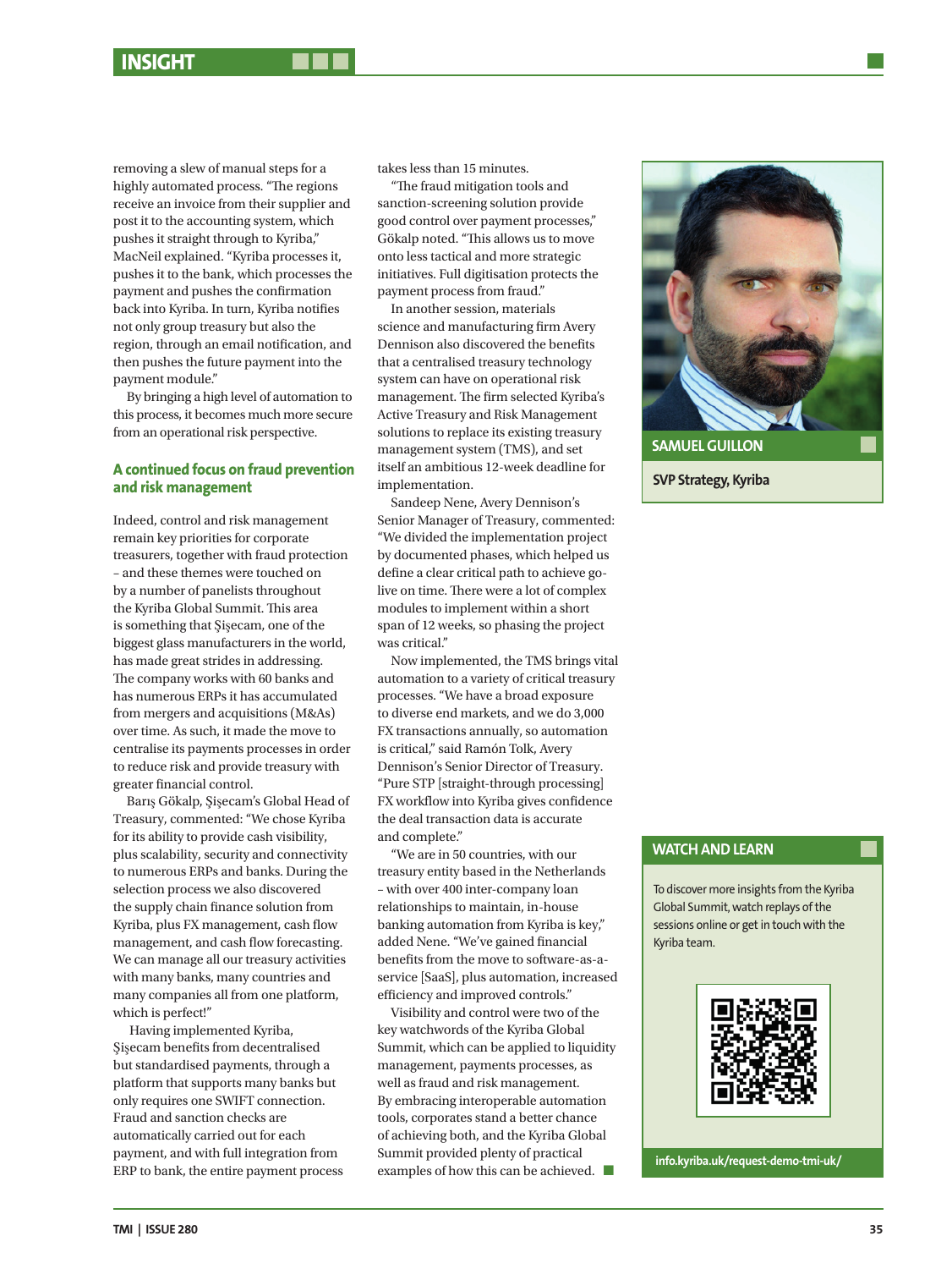removing a slew of manual steps for a highly automated process. "The regions receive an invoice from their supplier and post it to the accounting system, which pushes it straight through to Kyriba," MacNeil explained. "Kyriba processes it, pushes it to the bank, which processes the payment and pushes the confirmation back into Kyriba. In turn, Kyriba notifies not only group treasury but also the region, through an email notification, and then pushes the future payment into the payment module."

By bringing a high level of automation to this process, it becomes much more secure from an operational risk perspective.

## A continued focus on fraud prevention and risk management

Indeed, control and risk management remain key priorities for corporate treasurers, together with fraud protection – and these themes were touched on by a number of panelists throughout the Kyriba Global Summit. This area is something that Şişecam, one of the biggest glass manufacturers in the world, has made great strides in addressing. The company works with 60 banks and has numerous ERPs it has accumulated from mergers and acquisitions (M&As) over time. As such, it made the move to centralise its payments processes in order to reduce risk and provide treasury with greater financial control.

Barış Gökalp, Şişecam's Global Head of Treasury, commented: "We chose Kyriba for its ability to provide cash visibility, plus scalability, security and connectivity to numerous ERPs and banks. During the selection process we also discovered the supply chain finance solution from Kyriba, plus FX management, cash flow management, and cash flow forecasting. We can manage all our treasury activities with many banks, many countries and many companies all from one platform, which is perfect!"

Having implemented Kyriba, Şişecam benefits from decentralised but standardised payments, through a platform that supports many banks but only requires one SWIFT connection. Fraud and sanction checks are automatically carried out for each payment, and with full integration from ERP to bank, the entire payment process takes less than 15 minutes.

"The fraud mitigation tools and sanction-screening solution provide good control over payment processes," Gökalp noted. "This allows us to move onto less tactical and more strategic initiatives. Full digitisation protects the payment process from fraud."

In another session, materials science and manufacturing firm Avery Dennison also discovered the benefits that a centralised treasury technology system can have on operational risk management. The firm selected Kyriba's Active Treasury and Risk Management solutions to replace its existing treasury management system (TMS), and set itself an ambitious 12-week deadline for implementation.

Sandeep Nene, Avery Dennison's Senior Manager of Treasury, commented: "We divided the implementation project by documented phases, which helped us define a clear critical path to achieve go-live on time. There were a lot of complex modules to implement within a short span of 12 weeks, so phasing the project was critical."

Now implemented, the TMS brings vital automation to a variety of critical treasury processes. "We have a broad exposure to diverse end markets, and we do 3,000 FX transactions annually, so automation is critical," said Ramón Tolk, Avery Dennison's Senior Director of Treasury. "Pure STP [straight-through processing] FX workflow into Kyriba gives confidence the deal transaction data is accurate and complete."

"We are in 50 countries, with our treasury entity based in the Netherlands – with over 400 inter-company loan relationships to maintain, in-house banking automation from Kyriba is key," added Nene. "We've gained financial benefits from the move to software-as-a-service [SaaS], plus automation, increased efficiency and improved controls."

Visibility and control were two of the key watchwords of the Kyriba Global Summit, which can be applied to liquidity management, payments processes, as well as fraud and risk management. By embracing interoperable automation tools, corporates stand a better chance of achieving both, and the Kyriba Global Summit provided plenty of practical examples of how this can be achieved. ■

**SAMUEL GUILLON**

**SVP Strategy, Kyriba**

**WATCH AND LEARN**

To discover more insights from the Kyriba Global Summit, watch replays of the sessions online or get in touch with the Kyriba team.

**info.kyriba.uk/request-demo-tmi-uk/**